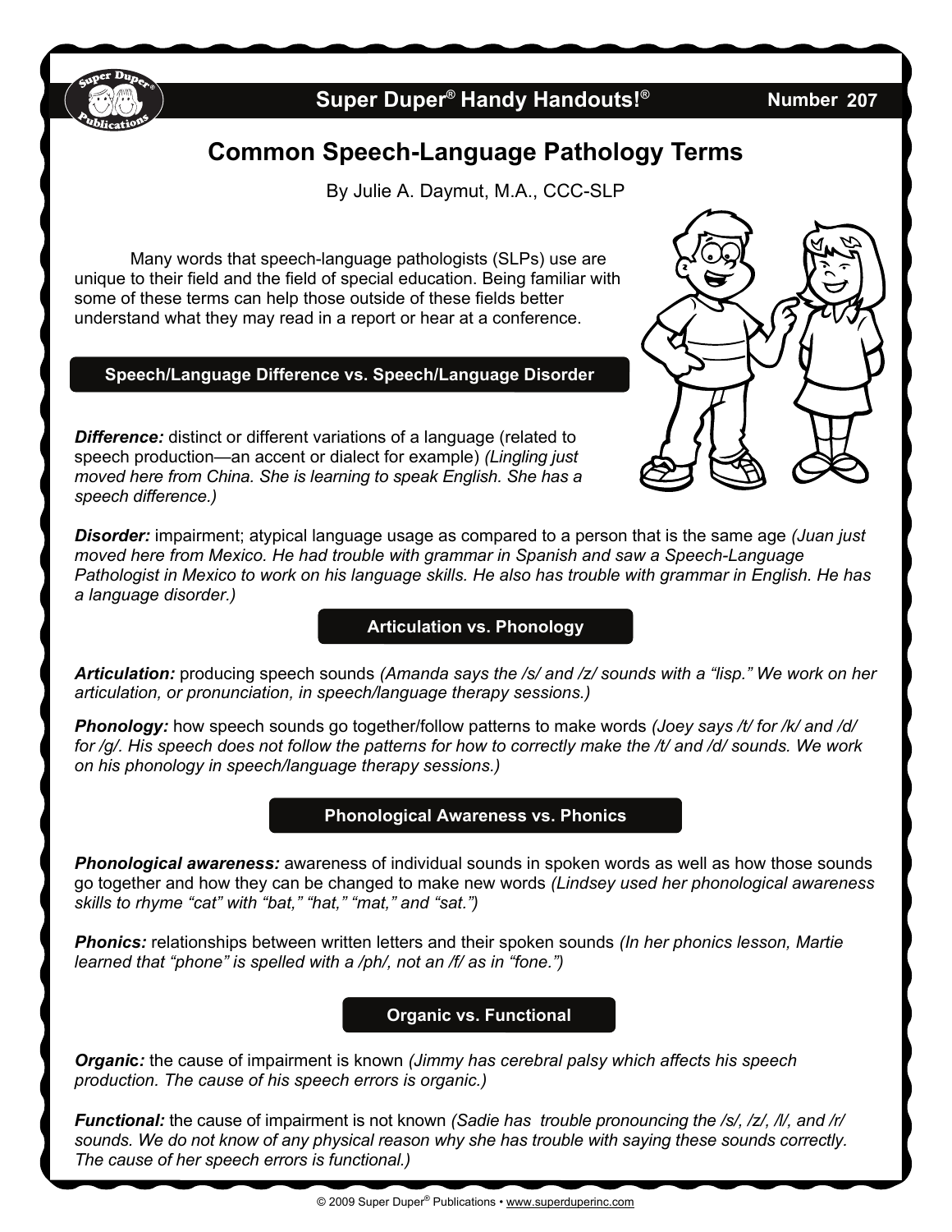# Super Duper® Handy Handouts!®

Number 207

## Common Speech-Language Pathology Terms

By Julie A. Daymut, M.A., CCC-SLP

Many words that speech-language pathologists (SLPs) use are unique to their field and the field of special education. Being familiar with some of these terms can help those outside of these fields better understand what they may read in a report or hear at a conference.

### Speech/Language Difference vs. Speech/Language Disorder

***Difference:*** distinct or different variations of a language (related to speech production—an accent or dialect for example) *(Lingling just moved here from China. She is learning to speak English. She has a speech difference.)*

***Disorder:*** impairment; atypical language usage as compared to a person that is the same age *(Juan just moved here from Mexico. He had trouble with grammar in Spanish and saw a Speech-Language Pathologist in Mexico to work on his language skills. He also has trouble with grammar in English. He has a language disorder.)*

### Articulation vs. Phonology

***Articulation:*** producing speech sounds *(Amanda says the /s/ and /z/ sounds with a "lisp." We work on her articulation, or pronunciation, in speech/language therapy sessions.)*

***Phonology:*** how speech sounds go together/follow patterns to make words *(Joey says /t/ for /k/ and /d/ for /g/. His speech does not follow the patterns for how to correctly make the /t/ and /d/ sounds. We work on his phonology in speech/language therapy sessions.)*

### Phonological Awareness vs. Phonics

***Phonological awareness:*** awareness of individual sounds in spoken words as well as how those sounds go together and how they can be changed to make new words *(Lindsey used her phonological awareness skills to rhyme "cat" with "bat," "hat," "mat," and "sat.")*

***Phonics:*** relationships between written letters and their spoken sounds *(In her phonics lesson, Martie learned that "phone" is spelled with a /ph/, not an /f/ as in "fone.")*

### Organic vs. Functional

***Organic:*** the cause of impairment is known *(Jimmy has cerebral palsy which affects his speech production. The cause of his speech errors is organic.)*

***Functional:*** the cause of impairment is not known *(Sadie has trouble pronouncing the /s/, /z/, /l/, and /r/ sounds. We do not know of any physical reason why she has trouble with saying these sounds correctly. The cause of her speech errors is functional.)*

© 2009 Super Duper® Publications • www.superduperinc.com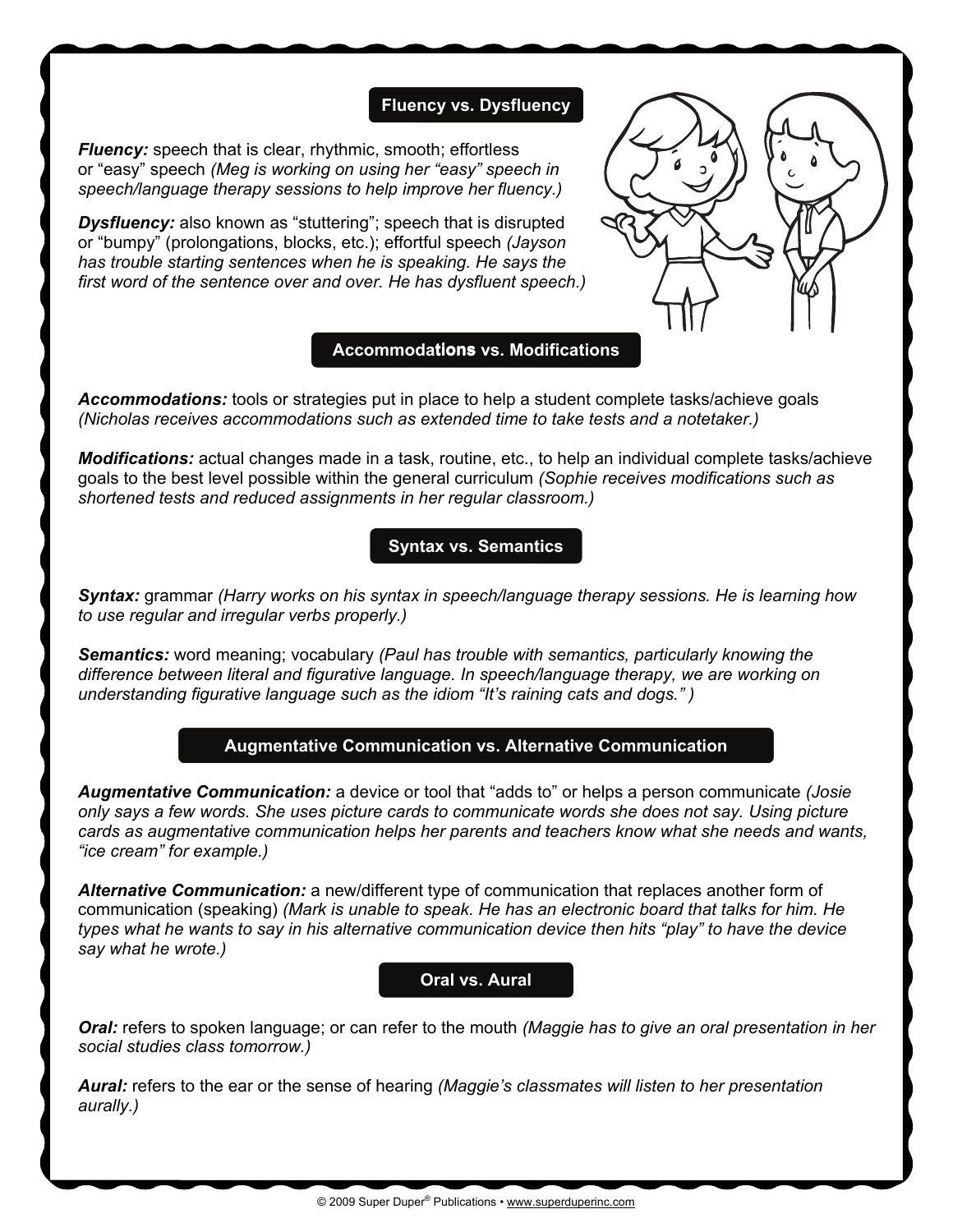## Fluency vs. Dysfluency

***Fluency:*** speech that is clear, rhythmic, smooth; effortless or "easy" speech *(Meg is working on using her "easy" speech in speech/language therapy sessions to help improve her fluency.)*

***Dysfluency:*** also known as "stuttering"; speech that is disrupted or "bumpy" (prolongations, blocks, etc.); effortful speech *(Jayson has trouble starting sentences when he is speaking. He says the first word of the sentence over and over. He has dysfluent speech.)*

## Accommodations vs. Modifications

***Accommodations:*** tools or strategies put in place to help a student complete tasks/achieve goals *(Nicholas receives accommodations such as extended time to take tests and a notetaker.)*

***Modifications:*** actual changes made in a task, routine, etc., to help an individual complete tasks/achieve goals to the best level possible within the general curriculum *(Sophie receives modifications such as shortened tests and reduced assignments in her regular classroom.)*

## Syntax vs. Semantics

***Syntax:*** grammar *(Harry works on his syntax in speech/language therapy sessions. He is learning how to use regular and irregular verbs properly.)*

***Semantics:*** word meaning; vocabulary *(Paul has trouble with semantics, particularly knowing the difference between literal and figurative language. In speech/language therapy, we are working on understanding figurative language such as the idiom "It's raining cats and dogs.")*

## Augmentative Communication vs. Alternative Communication

***Augmentative Communication:*** a device or tool that "adds to" or helps a person communicate *(Josie only says a few words. She uses picture cards to communicate words she does not say. Using picture cards as augmentative communication helps her parents and teachers know what she needs and wants, "ice cream" for example.)*

***Alternative Communication:*** a new/different type of communication that replaces another form of communication (speaking) *(Mark is unable to speak. He has an electronic board that talks for him. He types what he wants to say in his alternative communication device then hits "play" to have the device say what he wrote.)*

## Oral vs. Aural

***Oral:*** refers to spoken language; or can refer to the mouth *(Maggie has to give an oral presentation in her social studies class tomorrow.)*

***Aural:*** refers to the ear or the sense of hearing *(Maggie's classmates will listen to her presentation aurally.)*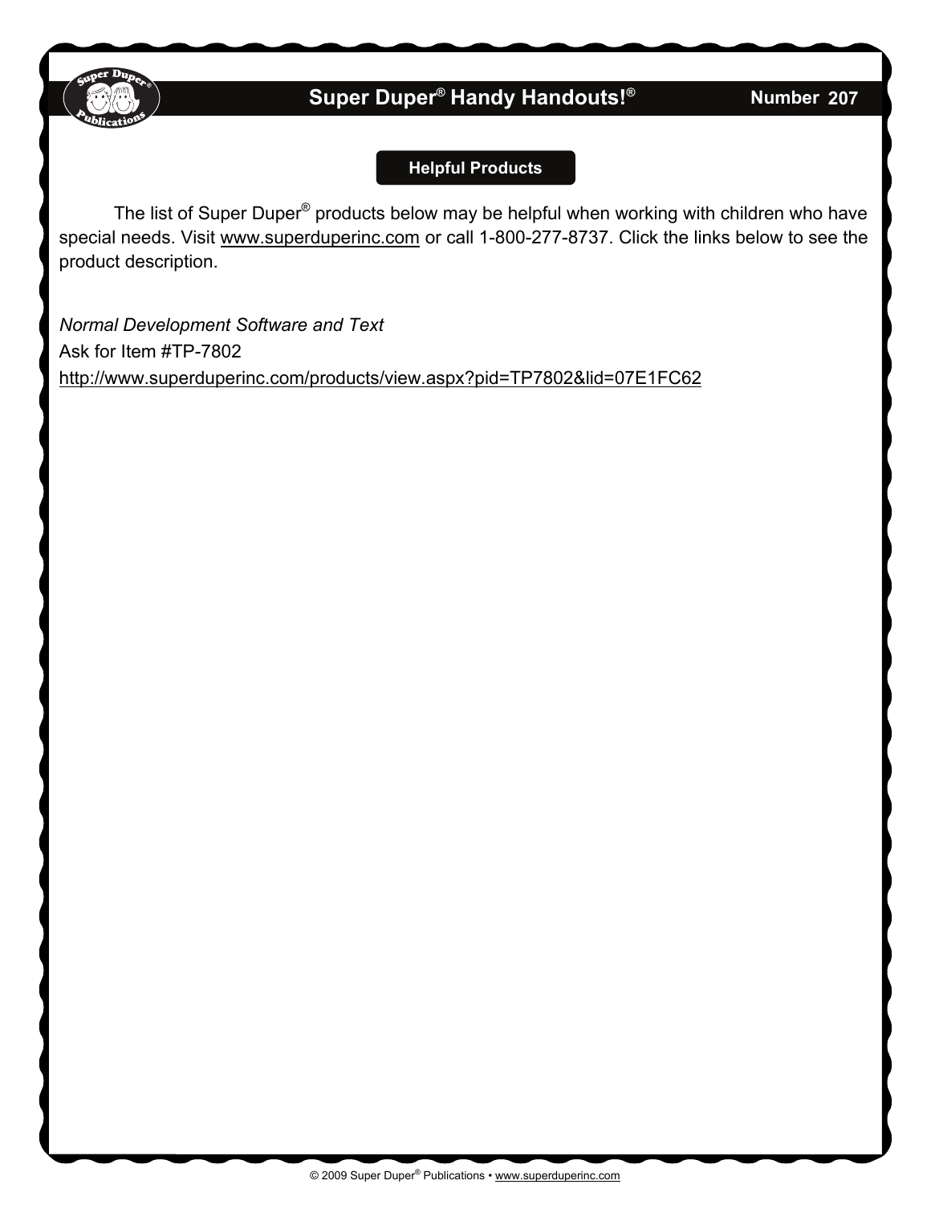## Helpful Products

The list of Super Duper® products below may be helpful when working with children who have special needs. Visit www.superduperinc.com or call 1-800-277-8737. Click the links below to see the product description.

*Normal Development Software and Text*
Ask for Item #TP-7802
http://www.superduperinc.com/products/view.aspx?pid=TP7802&lid=07E1FC62